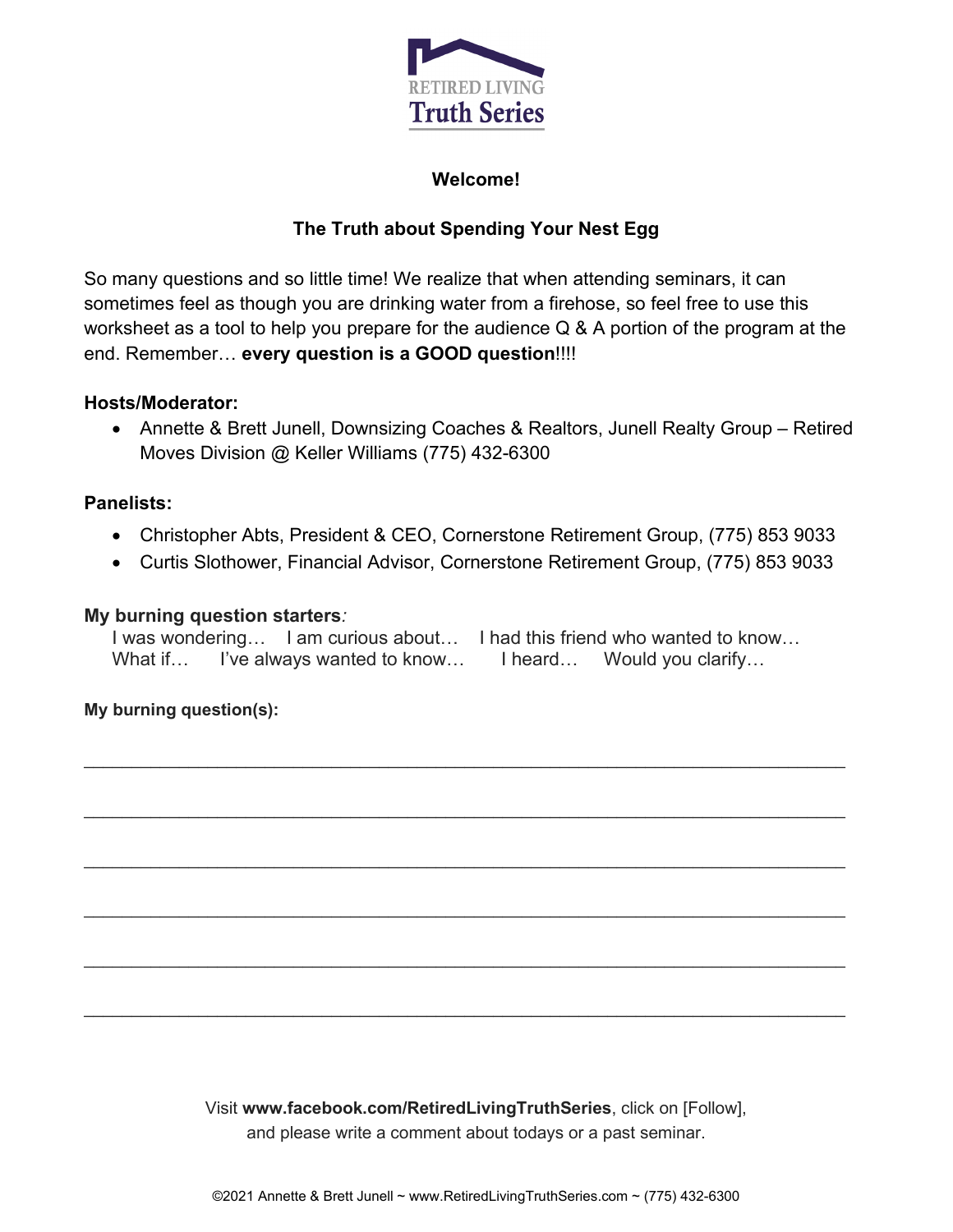RETIRED LIVING
Truth Series

**Welcome!**

**The Truth about Spending Your Nest Egg**

So many questions and so little time! We realize that when attending seminars, it can sometimes feel as though you are drinking water from a firehose, so feel free to use this worksheet as a tool to help you prepare for the audience Q & A portion of the program at the end. Remember… **every question is a GOOD question**!!!!

**Hosts/Moderator:**

- Annette & Brett Junell, Downsizing Coaches & Realtors, Junell Realty Group – Retired Moves Division @ Keller Williams (775) 432-6300

**Panelists:**

- Christopher Abts, President & CEO, Cornerstone Retirement Group, (775) 853 9033
- Curtis Slothower, Financial Advisor, Cornerstone Retirement Group, (775) 853 9033

**My burning question starters***:*

I was wondering… I am curious about… I had this friend who wanted to know…
What if… I've always wanted to know… I heard… Would you clarify…

**My burning question(s):**

________________________________________________________________________

________________________________________________________________________

________________________________________________________________________

________________________________________________________________________

________________________________________________________________________

________________________________________________________________________

Visit **www.facebook.com/RetiredLivingTruthSeries**, click on [Follow], and please write a comment about todays or a past seminar.

©2021 Annette & Brett Junell ~ www.RetiredLivingTruthSeries.com ~ (775) 432-6300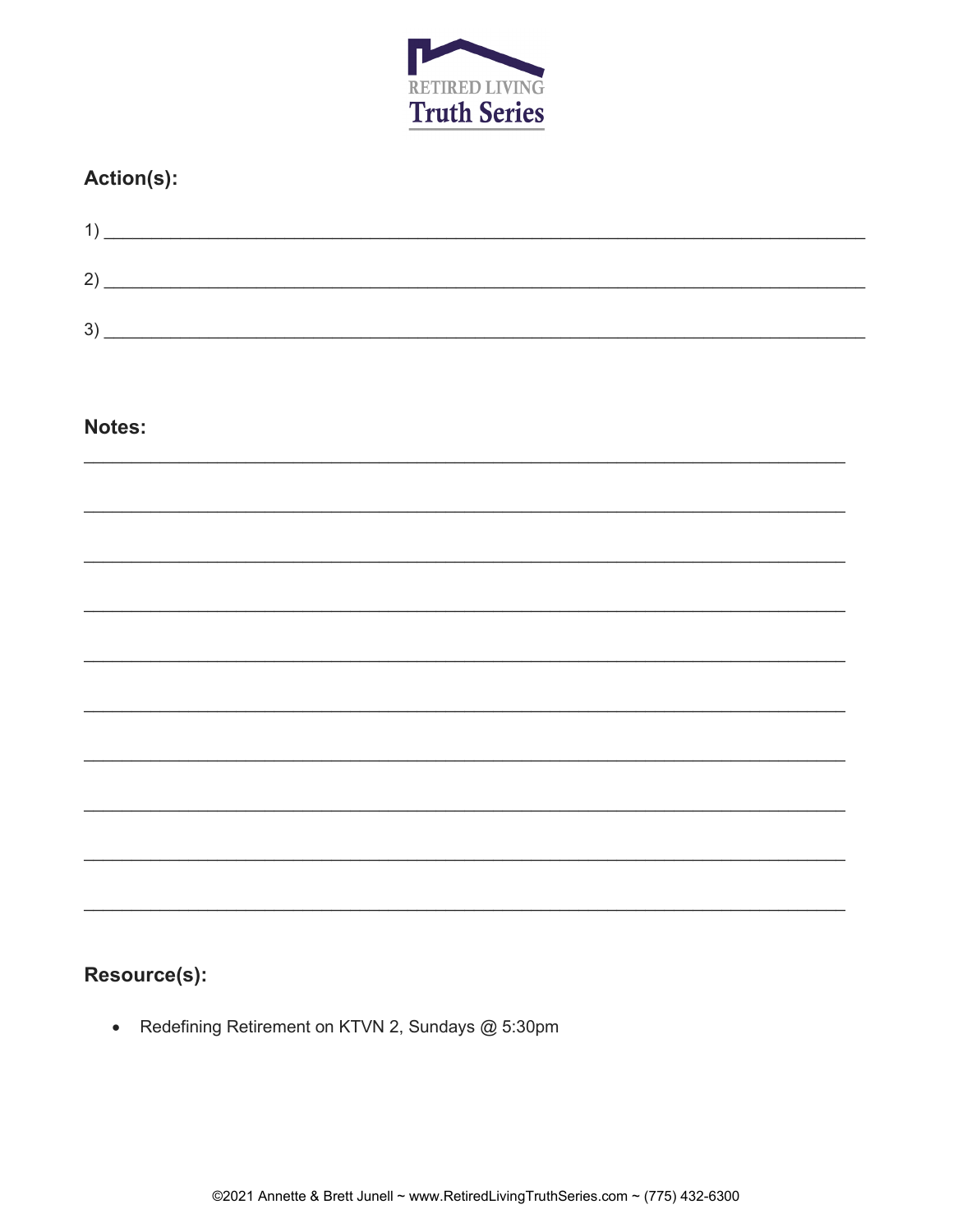RETIRED LIVING
Truth Series

**Action(s):**

1) ______________________________________________________________________

2) ______________________________________________________________________

3) ______________________________________________________________________

**Notes:**

______________________________________________________________________

______________________________________________________________________

______________________________________________________________________

______________________________________________________________________

______________________________________________________________________

______________________________________________________________________

______________________________________________________________________

______________________________________________________________________

______________________________________________________________________

______________________________________________________________________

**Resource(s):**

- Redefining Retirement on KTVN 2, Sundays @ 5:30pm

©2021 Annette & Brett Junell ~ www.RetiredLivingTruthSeries.com ~ (775) 432-6300